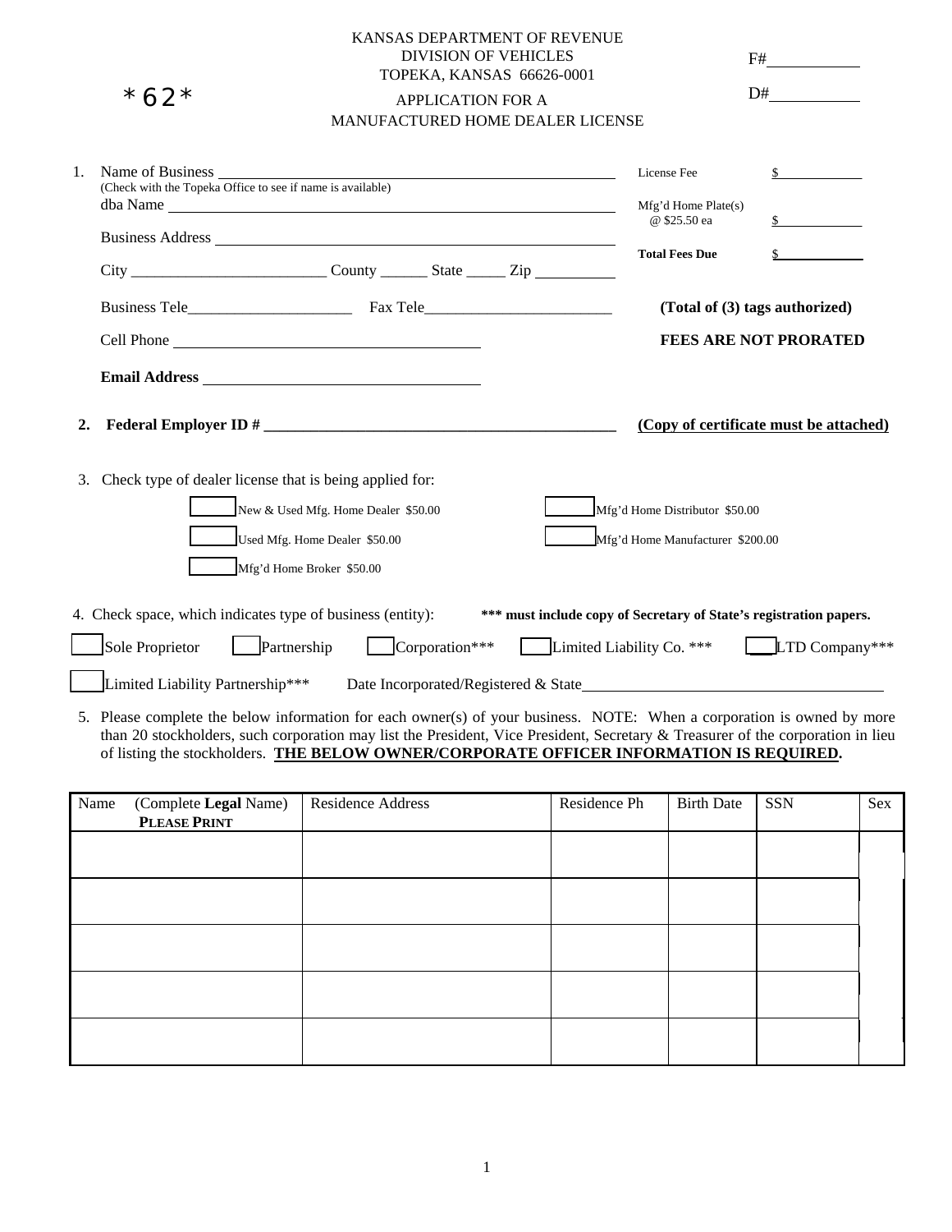*62*

KANSAS DEPARTMENT OF REVENUE
DIVISION OF VEHICLES
TOPEKA, KANSAS 66626-0001

F#___________

D#___________

# APPLICATION FOR A MANUFACTURED HOME DEALER LICENSE

1. Name of Business ________________________________________________
   (Check with the Topeka Office to see if name is available)
   dba Name ________________________________________________
   
   Business Address ________________________________________________
   
   City _________________________ County ______ State _____ Zip __________
   
   Business Tele_____________________ Fax Tele________________________
   
   Cell Phone ________________________________________
   
   **Email Address** ____________________________________

| | |
|---|---|
| License Fee | $___________ |
| Mfg'd Home Plate(s) @ $25.50 ea | $___________ |
| **Total Fees Due** | $___________ |

**(Total of (3) tags authorized)**

**FEES ARE NOT PRORATED**

2. **Federal Employer ID # ______________________________________________** **(Copy of certificate must be attached)**

3. Check type of dealer license that is being applied for:

   ☐ New & Used Mfg. Home Dealer $50.00
   
   ☐ Used Mfg. Home Dealer $50.00
   
   ☐ Mfg'd Home Broker $50.00
   
   ☐ Mfg'd Home Distributor $50.00
   
   ☐ Mfg'd Home Manufacturer $200.00

4. Check space, which indicates type of business (entity): **\*\*\* must include copy of Secretary of State's registration papers.**

   ☐ Sole Proprietor ☐ Partnership ☐ Corporation*** ☐ Limited Liability Co. *** ☐ LTD Company***
   
   ☐ Limited Liability Partnership*** Date Incorporated/Registered & State_____________________________________

5. Please complete the below information for each owner(s) of your business. NOTE: When a corporation is owned by more than 20 stockholders, such corporation may list the President, Vice President, Secretary & Treasurer of the corporation in lieu of listing the stockholders. **THE BELOW OWNER/CORPORATE OFFICER INFORMATION IS REQUIRED.**

| Name (Complete **Legal** Name) **PLEASE PRINT** | Residence Address | Residence Ph | Birth Date | SSN | Sex |
|---|---|---|---|---|---|
| | | | | | |
| | | | | | |
| | | | | | |
| | | | | | |
| | | | | | |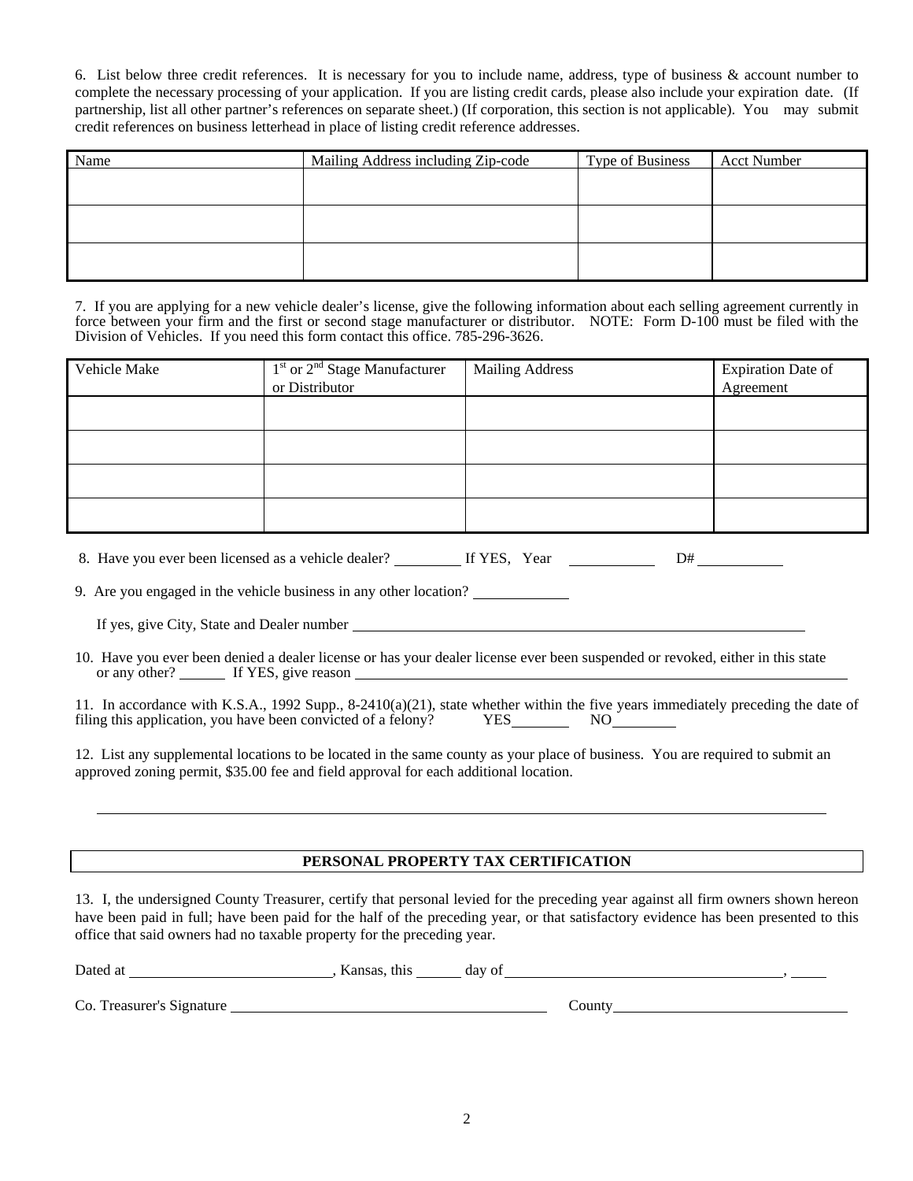6. List below three credit references. It is necessary for you to include name, address, type of business & account number to complete the necessary processing of your application. If you are listing credit cards, please also include your expiration date. (If partnership, list all other partner's references on separate sheet.) (If corporation, this section is not applicable). You may submit credit references on business letterhead in place of listing credit reference addresses.

| Name | Mailing Address including Zip-code | Type of Business | Acct Number |
|---|---|---|---|
| | | | |
| | | | |
| | | | |

7. If you are applying for a new vehicle dealer's license, give the following information about each selling agreement currently in force between your firm and the first or second stage manufacturer or distributor. NOTE: Form D-100 must be filed with the Division of Vehicles. If you need this form contact this office. 785-296-3626.

| Vehicle Make | 1st or 2nd Stage Manufacturer or Distributor | Mailing Address | Expiration Date of Agreement |
|---|---|---|---|
| | | | |
| | | | |
| | | | |
| | | | |

8. Have you ever been licensed as a vehicle dealer? _________ If YES, Year ___________ D# ___________

9. Are you engaged in the vehicle business in any other location? ____________

If yes, give City, State and Dealer number ______________________________________________

10. Have you ever been denied a dealer license or has your dealer license ever been suspended or revoked, either in this state or any other? ______ If YES, give reason ______________________________________________

11. In accordance with K.S.A., 1992 Supp., 8-2410(a)(21), state whether within the five years immediately preceding the date of filing this application, you have been convicted of a felony? YES________ NO________

12. List any supplemental locations to be located in the same county as your place of business. You are required to submit an approved zoning permit, $35.00 fee and field approval for each additional location.

______________________________________________________________________________

**PERSONAL PROPERTY TAX CERTIFICATION**

13. I, the undersigned County Treasurer, certify that personal levied for the preceding year against all firm owners shown hereon have been paid in full; have been paid for the half of the preceding year, or that satisfactory evidence has been presented to this office that said owners had no taxable property for the preceding year.

Dated at __________________________, Kansas, this ______ day of ____________________________________, _____

Co. Treasurer's Signature ________________________________________ County______________________________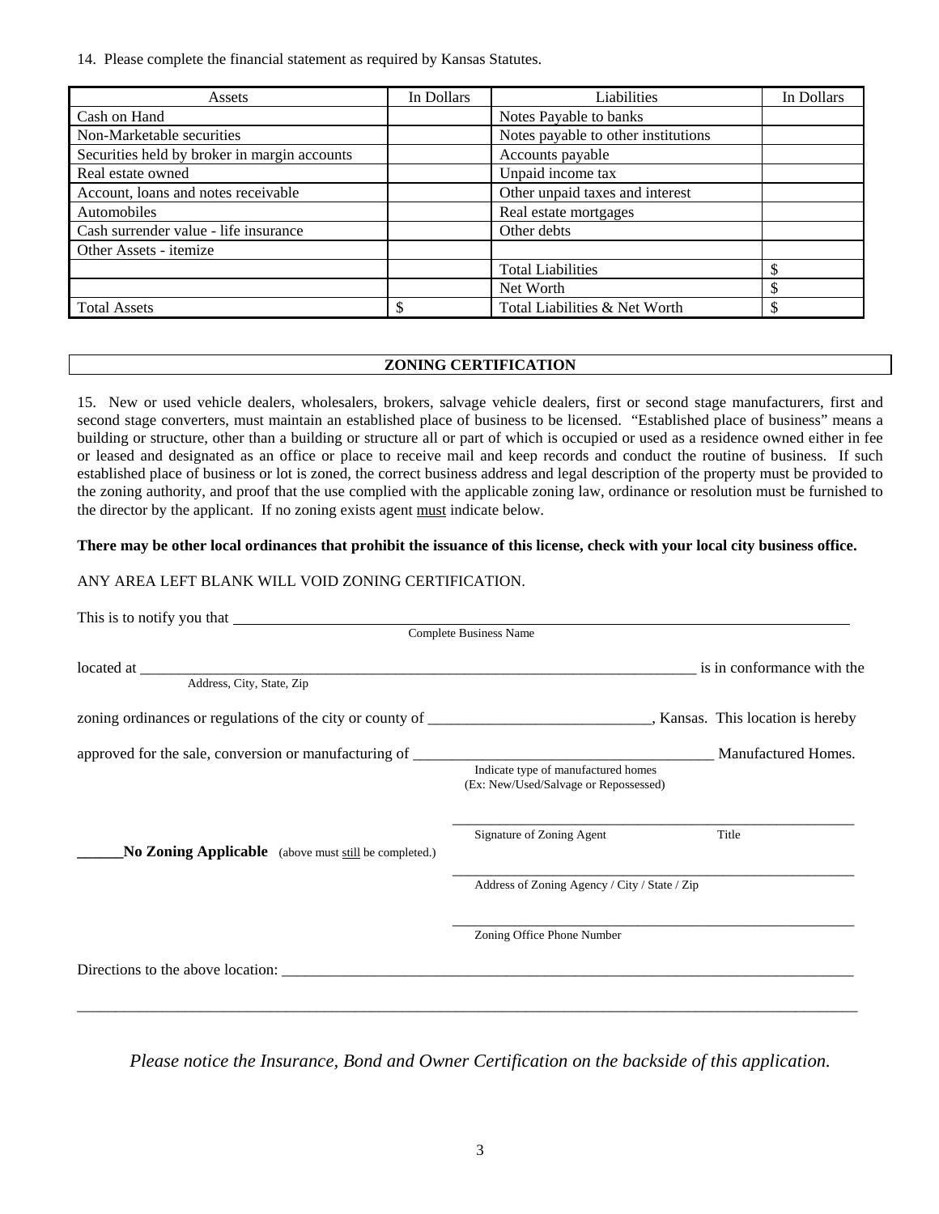14. Please complete the financial statement as required by Kansas Statutes.

| Assets | In Dollars | Liabilities | In Dollars |
|---|---|---|---|
| Cash on Hand | | Notes Payable to banks | |
| Non-Marketable securities | | Notes payable to other institutions | |
| Securities held by broker in margin accounts | | Accounts payable | |
| Real estate owned | | Unpaid income tax | |
| Account, loans and notes receivable | | Other unpaid taxes and interest | |
| Automobiles | | Real estate mortgages | |
| Cash surrender value - life insurance | | Other debts | |
| Other Assets - itemize | | | |
| | | Total Liabilities | $ |
| | | Net Worth | $ |
| Total Assets | $ | Total Liabilities & Net Worth | $ |

## ZONING CERTIFICATION

15. New or used vehicle dealers, wholesalers, brokers, salvage vehicle dealers, first or second stage manufacturers, first and second stage converters, must maintain an established place of business to be licensed. "Established place of business" means a building or structure, other than a building or structure all or part of which is occupied or used as a residence owned either in fee or leased and designated as an office or place to receive mail and keep records and conduct the routine of business. If such established place of business or lot is zoned, the correct business address and legal description of the property must be provided to the zoning authority, and proof that the use complied with the applicable zoning law, ordinance or resolution must be furnished to the director by the applicant. If no zoning exists agent must indicate below.

**There may be other local ordinances that prohibit the issuance of this license, check with your local city business office.**

ANY AREA LEFT BLANK WILL VOID ZONING CERTIFICATION.

This is to notify you that ______________________________________________
Complete Business Name

located at ______________________________________________ is in conformance with the
Address, City, State, Zip

zoning ordinances or regulations of the city or county of ____________________________, Kansas. This location is hereby

approved for the sale, conversion or manufacturing of ______________________________ Manufactured Homes.
Indicate type of manufactured homes (Ex: New/Used/Salvage or Repossessed)

______________________________________________
Signature of Zoning Agent Title

______ **No Zoning Applicable** (above must still be completed.)

______________________________________________
Address of Zoning Agency / City / State / Zip

______________________________________________
Zoning Office Phone Number

Directions to the above location: ______________________________________________

______________________________________________________________________________

*Please notice the Insurance, Bond and Owner Certification on the backside of this application.*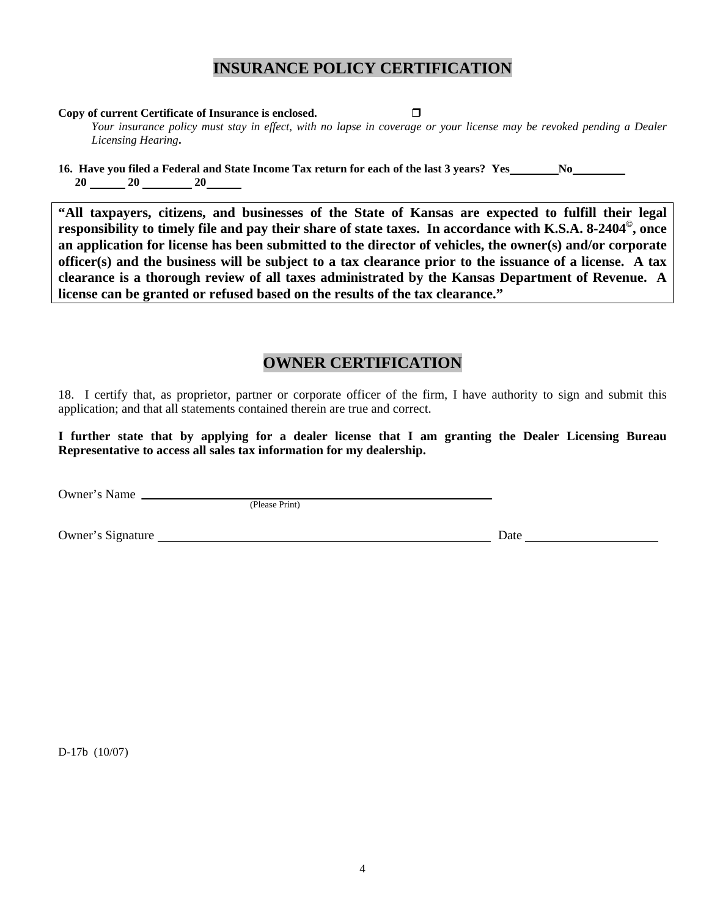## INSURANCE POLICY CERTIFICATION

**Copy of current Certificate of Insurance is enclosed.** ❒

*Your insurance policy must stay in effect, with no lapse in coverage or your license may be revoked pending a Dealer Licensing Hearing***.**

**16. Have you filed a Federal and State Income Tax return for each of the last 3 years? Yes\_\_\_\_\_\_\_\_ No\_\_\_\_\_\_\_\_\_**
**20\_\_\_\_\_\_ 20\_\_\_\_\_\_\_\_ 20\_\_\_\_\_\_**

**"All taxpayers, citizens, and businesses of the State of Kansas are expected to fulfill their legal responsibility to timely file and pay their share of state taxes. In accordance with K.S.A. 8-2404©, once an application for license has been submitted to the director of vehicles, the owner(s) and/or corporate officer(s) and the business will be subject to a tax clearance prior to the issuance of a license. A tax clearance is a thorough review of all taxes administrated by the Kansas Department of Revenue. A license can be granted or refused based on the results of the tax clearance."**

## OWNER CERTIFICATION

18. I certify that, as proprietor, partner or corporate officer of the firm, I have authority to sign and submit this application; and that all statements contained therein are true and correct.

**I further state that by applying for a dealer license that I am granting the Dealer Licensing Bureau Representative to access all sales tax information for my dealership.**

Owner's Name \_\_\_\_\_\_\_\_\_\_\_\_\_\_\_\_\_\_\_\_\_\_\_\_\_\_\_\_\_\_\_\_\_\_\_\_\_\_\_\_\_\_\_\_\_\_\_\_
(Please Print)

Owner's Signature \_\_\_\_\_\_\_\_\_\_\_\_\_\_\_\_\_\_\_\_\_\_\_\_\_\_\_\_\_\_\_\_\_\_\_\_\_\_\_\_\_\_\_\_\_\_ Date \_\_\_\_\_\_\_\_\_\_\_\_\_\_\_\_\_\_

D-17b (10/07)